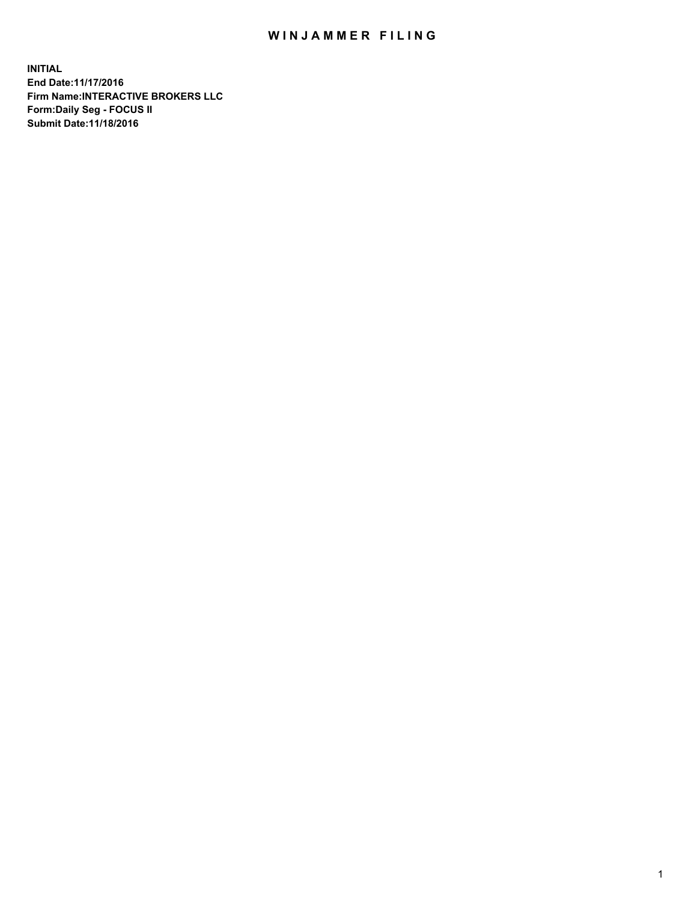# WINJAMMER FILING

**INITIAL**
**End Date:11/17/2016**
**Firm Name:INTERACTIVE BROKERS LLC**
**Form:Daily Seg - FOCUS II**
**Submit Date:11/18/2016**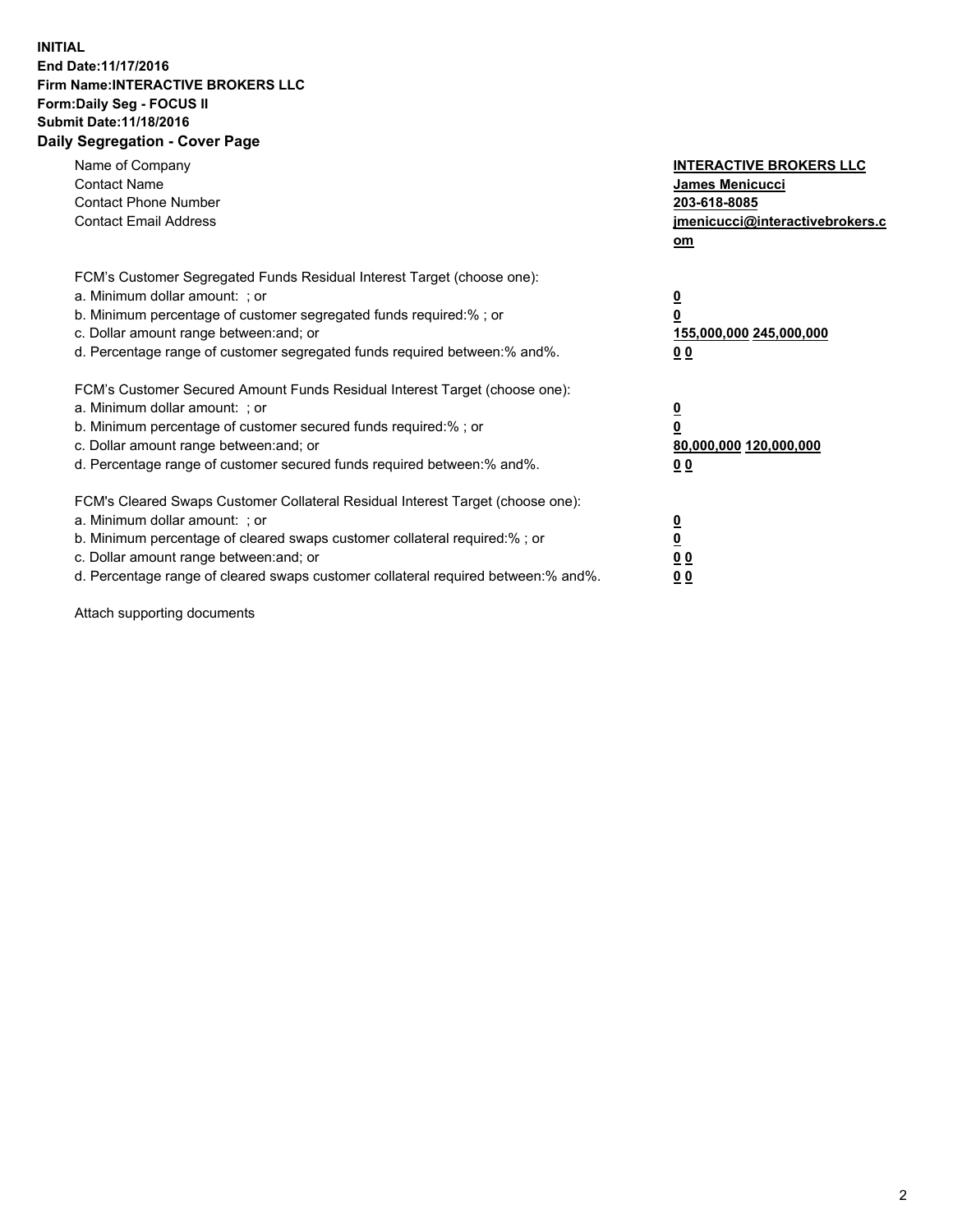**INITIAL**
**End Date:11/17/2016**
**Firm Name:INTERACTIVE BROKERS LLC**
**Form:Daily Seg - FOCUS II**
**Submit Date:11/18/2016**
**Daily Segregation - Cover Page**

| | |
|---|---|
| Name of Company | **INTERACTIVE BROKERS LLC** |
| Contact Name | **James Menicucci** |
| Contact Phone Number | **203-618-8085** |
| Contact Email Address | **jmenicucci@interactivebrokers.com** |

FCM's Customer Segregated Funds Residual Interest Target (choose one):

| | |
|---|---|
| a. Minimum dollar amount: ; or | **0** |
| b. Minimum percentage of customer segregated funds required:% ; or | **0** |
| c. Dollar amount range between:and; or | **155,000,000 245,000,000** |
| d. Percentage range of customer segregated funds required between:% and%. | **0 0** |

FCM's Customer Secured Amount Funds Residual Interest Target (choose one):

| | |
|---|---|
| a. Minimum dollar amount: ; or | **0** |
| b. Minimum percentage of customer secured funds required:% ; or | **0** |
| c. Dollar amount range between:and; or | **80,000,000 120,000,000** |
| d. Percentage range of customer secured funds required between:% and%. | **0 0** |

FCM's Cleared Swaps Customer Collateral Residual Interest Target (choose one):

| | |
|---|---|
| a. Minimum dollar amount: ; or | **0** |
| b. Minimum percentage of cleared swaps customer collateral required:% ; or | **0** |
| c. Dollar amount range between:and; or | **0 0** |
| d. Percentage range of cleared swaps customer collateral required between:% and%. | **0 0** |

Attach supporting documents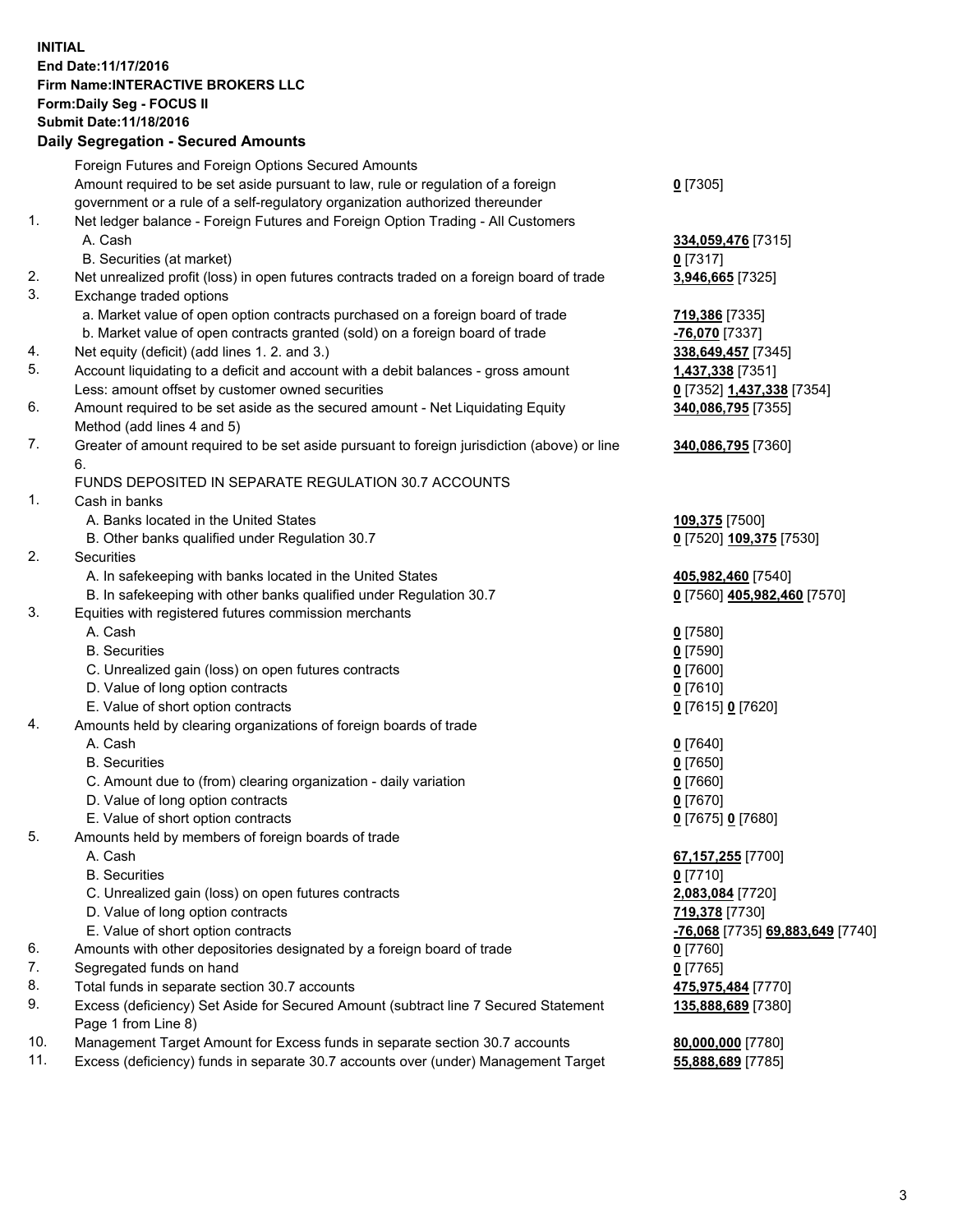**INITIAL**
**End Date:11/17/2016**
**Firm Name:INTERACTIVE BROKERS LLC**
**Form:Daily Seg - FOCUS II**
**Submit Date:11/18/2016**

## Daily Segregation - Secured Amounts

| | | |
|---|---|---|
| | Foreign Futures and Foreign Options Secured Amounts | |
| | Amount required to be set aside pursuant to law, rule or regulation of a foreign government or a rule of a self-regulatory organization authorized thereunder | **0** [7305] |
| 1. | Net ledger balance - Foreign Futures and Foreign Option Trading - All Customers | |
| | A. Cash | **334,059,476** [7315] |
| | B. Securities (at market) | **0** [7317] |
| 2. | Net unrealized profit (loss) in open futures contracts traded on a foreign board of trade | **3,946,665** [7325] |
| 3. | Exchange traded options | |
| | a. Market value of open option contracts purchased on a foreign board of trade | **719,386** [7335] |
| | b. Market value of open contracts granted (sold) on a foreign board of trade | **-76,070** [7337] |
| 4. | Net equity (deficit) (add lines 1. 2. and 3.) | **338,649,457** [7345] |
| 5. | Account liquidating to a deficit and account with a debit balances - gross amount | **1,437,338** [7351] |
| | Less: amount offset by customer owned securities | **0** [7352] **1,437,338** [7354] |
| 6. | Amount required to be set aside as the secured amount - Net Liquidating Equity Method (add lines 4 and 5) | **340,086,795** [7355] |
| 7. | Greater of amount required to be set aside pursuant to foreign jurisdiction (above) or line 6. | **340,086,795** [7360] |
| | FUNDS DEPOSITED IN SEPARATE REGULATION 30.7 ACCOUNTS | |
| 1. | Cash in banks | |
| | A. Banks located in the United States | **109,375** [7500] |
| | B. Other banks qualified under Regulation 30.7 | **0** [7520] **109,375** [7530] |
| 2. | Securities | |
| | A. In safekeeping with banks located in the United States | **405,982,460** [7540] |
| | B. In safekeeping with other banks qualified under Regulation 30.7 | **0** [7560] **405,982,460** [7570] |
| 3. | Equities with registered futures commission merchants | |
| | A. Cash | **0** [7580] |
| | B. Securities | **0** [7590] |
| | C. Unrealized gain (loss) on open futures contracts | **0** [7600] |
| | D. Value of long option contracts | **0** [7610] |
| | E. Value of short option contracts | **0** [7615] **0** [7620] |
| 4. | Amounts held by clearing organizations of foreign boards of trade | |
| | A. Cash | **0** [7640] |
| | B. Securities | **0** [7650] |
| | C. Amount due to (from) clearing organization - daily variation | **0** [7660] |
| | D. Value of long option contracts | **0** [7670] |
| | E. Value of short option contracts | **0** [7675] **0** [7680] |
| 5. | Amounts held by members of foreign boards of trade | |
| | A. Cash | **67,157,255** [7700] |
| | B. Securities | **0** [7710] |
| | C. Unrealized gain (loss) on open futures contracts | **2,083,084** [7720] |
| | D. Value of long option contracts | **719,378** [7730] |
| | E. Value of short option contracts | **-76,068** [7735] **69,883,649** [7740] |
| 6. | Amounts with other depositories designated by a foreign board of trade | **0** [7760] |
| 7. | Segregated funds on hand | **0** [7765] |
| 8. | Total funds in separate section 30.7 accounts | **475,975,484** [7770] |
| 9. | Excess (deficiency) Set Aside for Secured Amount (subtract line 7 Secured Statement Page 1 from Line 8) | **135,888,689** [7380] |
| 10. | Management Target Amount for Excess funds in separate section 30.7 accounts | **80,000,000** [7780] |
| 11. | Excess (deficiency) funds in separate 30.7 accounts over (under) Management Target | **55,888,689** [7785] |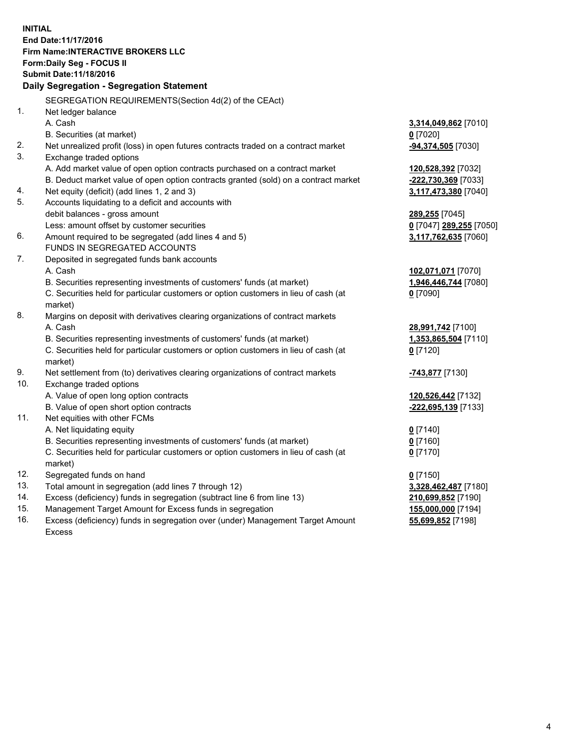**INITIAL**
**End Date:11/17/2016**
**Firm Name:INTERACTIVE BROKERS LLC**
**Form:Daily Seg - FOCUS II**
**Submit Date:11/18/2016**
**Daily Segregation - Segregation Statement**

| | | |
|---|---|---|
| | SEGREGATION REQUIREMENTS(Section 4d(2) of the CEAct) | |
| 1. | Net ledger balance | |
| | A. Cash | **3,314,049,862** [7010] |
| | B. Securities (at market) | **0** [7020] |
| 2. | Net unrealized profit (loss) in open futures contracts traded on a contract market | **-94,374,505** [7030] |
| 3. | Exchange traded options | |
| | A. Add market value of open option contracts purchased on a contract market | **120,528,392** [7032] |
| | B. Deduct market value of open option contracts granted (sold) on a contract market | **-222,730,369** [7033] |
| 4. | Net equity (deficit) (add lines 1, 2 and 3) | **3,117,473,380** [7040] |
| 5. | Accounts liquidating to a deficit and accounts with | |
| | debit balances - gross amount | **289,255** [7045] |
| | Less: amount offset by customer securities | **0** [7047] **289,255** [7050] |
| 6. | Amount required to be segregated (add lines 4 and 5) | **3,117,762,635** [7060] |
| | FUNDS IN SEGREGATED ACCOUNTS | |
| 7. | Deposited in segregated funds bank accounts | |
| | A. Cash | **102,071,071** [7070] |
| | B. Securities representing investments of customers' funds (at market) | **1,946,446,744** [7080] |
| | C. Securities held for particular customers or option customers in lieu of cash (at market) | **0** [7090] |
| 8. | Margins on deposit with derivatives clearing organizations of contract markets | |
| | A. Cash | **28,991,742** [7100] |
| | B. Securities representing investments of customers' funds (at market) | **1,353,865,504** [7110] |
| | C. Securities held for particular customers or option customers in lieu of cash (at market) | **0** [7120] |
| 9. | Net settlement from (to) derivatives clearing organizations of contract markets | **-743,877** [7130] |
| 10. | Exchange traded options | |
| | A. Value of open long option contracts | **120,526,442** [7132] |
| | B. Value of open short option contracts | **-222,695,139** [7133] |
| 11. | Net equities with other FCMs | |
| | A. Net liquidating equity | **0** [7140] |
| | B. Securities representing investments of customers' funds (at market) | **0** [7160] |
| | C. Securities held for particular customers or option customers in lieu of cash (at market) | **0** [7170] |
| 12. | Segregated funds on hand | **0** [7150] |
| 13. | Total amount in segregation (add lines 7 through 12) | **3,328,462,487** [7180] |
| 14. | Excess (deficiency) funds in segregation (subtract line 6 from line 13) | **210,699,852** [7190] |
| 15. | Management Target Amount for Excess funds in segregation | **155,000,000** [7194] |
| 16. | Excess (deficiency) funds in segregation over (under) Management Target Amount Excess | **55,699,852** [7198] |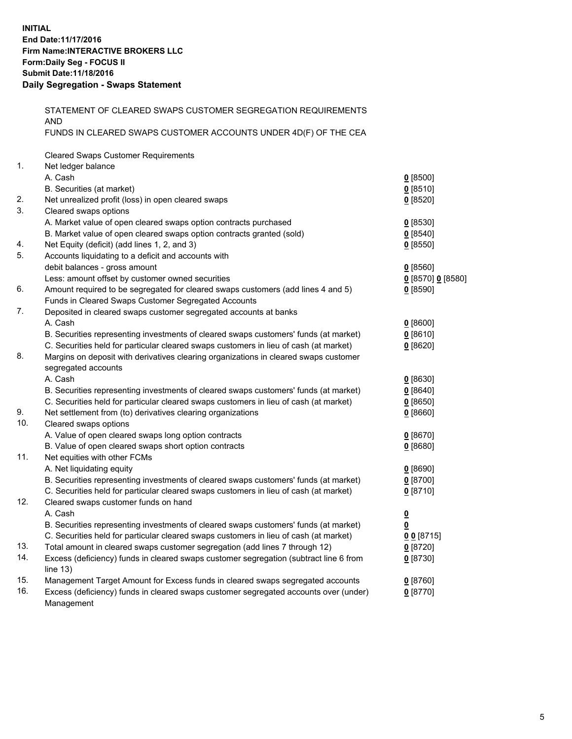**INITIAL**
**End Date:11/17/2016**
**Firm Name:INTERACTIVE BROKERS LLC**
**Form:Daily Seg - FOCUS II**
**Submit Date:11/18/2016**
**Daily Segregation - Swaps Statement**

STATEMENT OF CLEARED SWAPS CUSTOMER SEGREGATION REQUIREMENTS AND FUNDS IN CLEARED SWAPS CUSTOMER ACCOUNTS UNDER 4D(F) OF THE CEA

| | | |
|---|---|---|
| | Cleared Swaps Customer Requirements | |
| 1. | Net ledger balance | |
| | A. Cash | 0 [8500] |
| | B. Securities (at market) | 0 [8510] |
| 2. | Net unrealized profit (loss) in open cleared swaps | 0 [8520] |
| 3. | Cleared swaps options | |
| | A. Market value of open cleared swaps option contracts purchased | 0 [8530] |
| | B. Market value of open cleared swaps option contracts granted (sold) | 0 [8540] |
| 4. | Net Equity (deficit) (add lines 1, 2, and 3) | 0 [8550] |
| 5. | Accounts liquidating to a deficit and accounts with debit balances - gross amount | 0 [8560] |
| | Less: amount offset by customer owned securities | 0 [8570] 0 [8580] |
| 6. | Amount required to be segregated for cleared swaps customers (add lines 4 and 5) | 0 [8590] |
| | Funds in Cleared Swaps Customer Segregated Accounts | |
| 7. | Deposited in cleared swaps customer segregated accounts at banks | |
| | A. Cash | 0 [8600] |
| | B. Securities representing investments of cleared swaps customers' funds (at market) | 0 [8610] |
| | C. Securities held for particular cleared swaps customers in lieu of cash (at market) | 0 [8620] |
| 8. | Margins on deposit with derivatives clearing organizations in cleared swaps customer segregated accounts | |
| | A. Cash | 0 [8630] |
| | B. Securities representing investments of cleared swaps customers' funds (at market) | 0 [8640] |
| | C. Securities held for particular cleared swaps customers in lieu of cash (at market) | 0 [8650] |
| 9. | Net settlement from (to) derivatives clearing organizations | 0 [8660] |
| 10. | Cleared swaps options | |
| | A. Value of open cleared swaps long option contracts | 0 [8670] |
| | B. Value of open cleared swaps short option contracts | 0 [8680] |
| 11. | Net equities with other FCMs | |
| | A. Net liquidating equity | 0 [8690] |
| | B. Securities representing investments of cleared swaps customers' funds (at market) | 0 [8700] |
| | C. Securities held for particular cleared swaps customers in lieu of cash (at market) | 0 [8710] |
| 12. | Cleared swaps customer funds on hand | |
| | A. Cash | 0 |
| | B. Securities representing investments of cleared swaps customers' funds (at market) | 0 |
| | C. Securities held for particular cleared swaps customers in lieu of cash (at market) | 0 0 [8715] |
| 13. | Total amount in cleared swaps customer segregation (add lines 7 through 12) | 0 [8720] |
| 14. | Excess (deficiency) funds in cleared swaps customer segregation (subtract line 6 from line 13) | 0 [8730] |
| 15. | Management Target Amount for Excess funds in cleared swaps segregated accounts | 0 [8760] |
| 16. | Excess (deficiency) funds in cleared swaps customer segregated accounts over (under) Management | 0 [8770] |